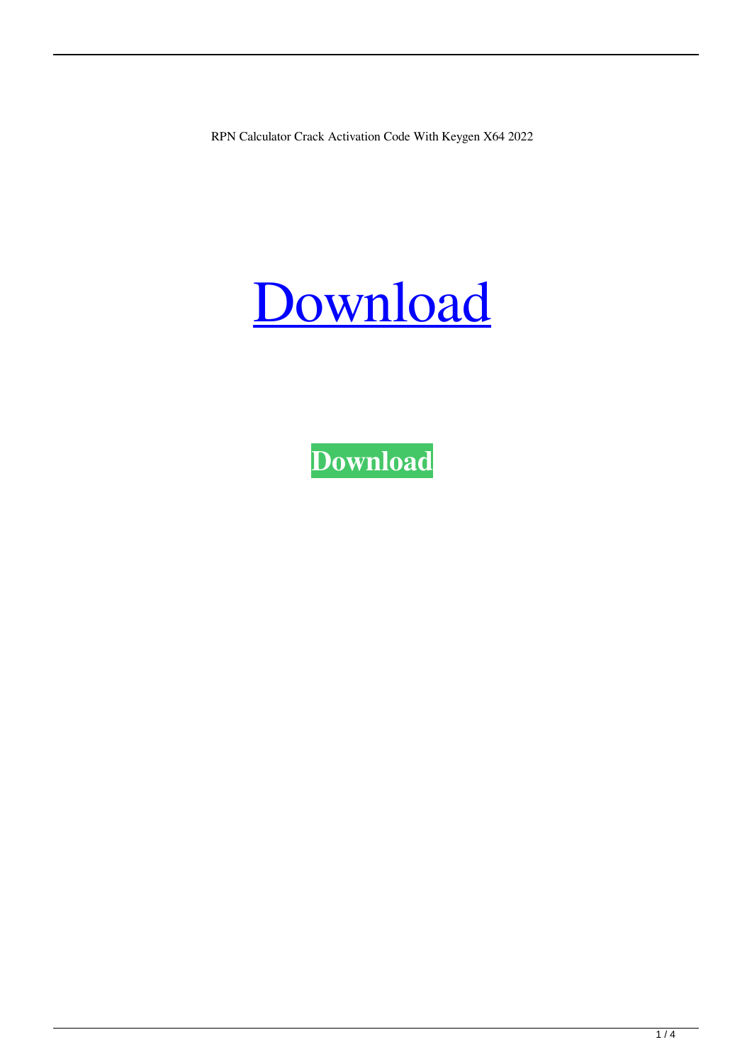RPN Calculator Crack Activation Code With Keygen X64 2022

Download

**Download**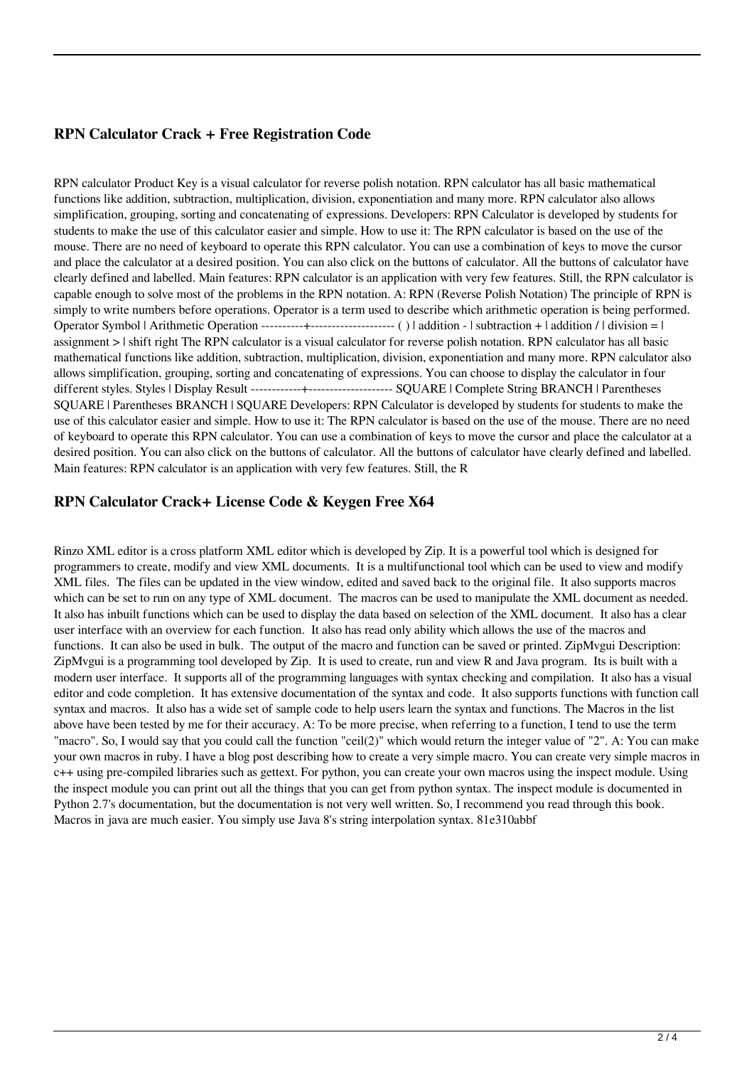## RPN Calculator Crack + Free Registration Code

RPN calculator Product Key is a visual calculator for reverse polish notation. RPN calculator has all basic mathematical functions like addition, subtraction, multiplication, division, exponentiation and many more. RPN calculator also allows simplification, grouping, sorting and concatenating of expressions. Developers: RPN Calculator is developed by students for students to make the use of this calculator easier and simple. How to use it: The RPN calculator is based on the use of the mouse. There are no need of keyboard to operate this RPN calculator. You can use a combination of keys to move the cursor and place the calculator at a desired position. You can also click on the buttons of calculator. All the buttons of calculator have clearly defined and labelled. Main features: RPN calculator is an application with very few features. Still, the RPN calculator is capable enough to solve most of the problems in the RPN notation. A: RPN (Reverse Polish Notation) The principle of RPN is simply to write numbers before operations. Operator is a term used to describe which arithmetic operation is being performed. Operator Symbol | Arithmetic Operation ----------+-------------------- ( ) | addition - | subtraction + | addition / | division = | assignment > | shift right The RPN calculator is a visual calculator for reverse polish notation. RPN calculator has all basic mathematical functions like addition, subtraction, multiplication, division, exponentiation and many more. RPN calculator also allows simplification, grouping, sorting and concatenating of expressions. You can choose to display the calculator in four different styles. Styles | Display Result ------------+-------------------- SQUARE | Complete String BRANCH | Parentheses SQUARE | Parentheses BRANCH | SQUARE Developers: RPN Calculator is developed by students for students to make the use of this calculator easier and simple. How to use it: The RPN calculator is based on the use of the mouse. There are no need of keyboard to operate this RPN calculator. You can use a combination of keys to move the cursor and place the calculator at a desired position. You can also click on the buttons of calculator. All the buttons of calculator have clearly defined and labelled. Main features: RPN calculator is an application with very few features. Still, the R

## RPN Calculator Crack+ License Code & Keygen Free X64

Rinzo XML editor is a cross platform XML editor which is developed by Zip. It is a powerful tool which is designed for programmers to create, modify and view XML documents. It is a multifunctional tool which can be used to view and modify XML files. The files can be updated in the view window, edited and saved back to the original file. It also supports macros which can be set to run on any type of XML document. The macros can be used to manipulate the XML document as needed. It also has inbuilt functions which can be used to display the data based on selection of the XML document. It also has a clear user interface with an overview for each function. It also has read only ability which allows the use of the macros and functions. It can also be used in bulk. The output of the macro and function can be saved or printed. ZipMvgui Description: ZipMvgui is a programming tool developed by Zip. It is used to create, run and view R and Java program. Its is built with a modern user interface. It supports all of the programming languages with syntax checking and compilation. It also has a visual editor and code completion. It has extensive documentation of the syntax and code. It also supports functions with function call syntax and macros. It also has a wide set of sample code to help users learn the syntax and functions. The Macros in the list above have been tested by me for their accuracy. A: To be more precise, when referring to a function, I tend to use the term "macro". So, I would say that you could call the function "ceil(2)" which would return the integer value of "2". A: You can make your own macros in ruby. I have a blog post describing how to create a very simple macro. You can create very simple macros in c++ using pre-compiled libraries such as gettext. For python, you can create your own macros using the inspect module. Using the inspect module you can print out all the things that you can get from python syntax. The inspect module is documented in Python 2.7's documentation, but the documentation is not very well written. So, I recommend you read through this book. Macros in java are much easier. You simply use Java 8's string interpolation syntax. 81e310abbf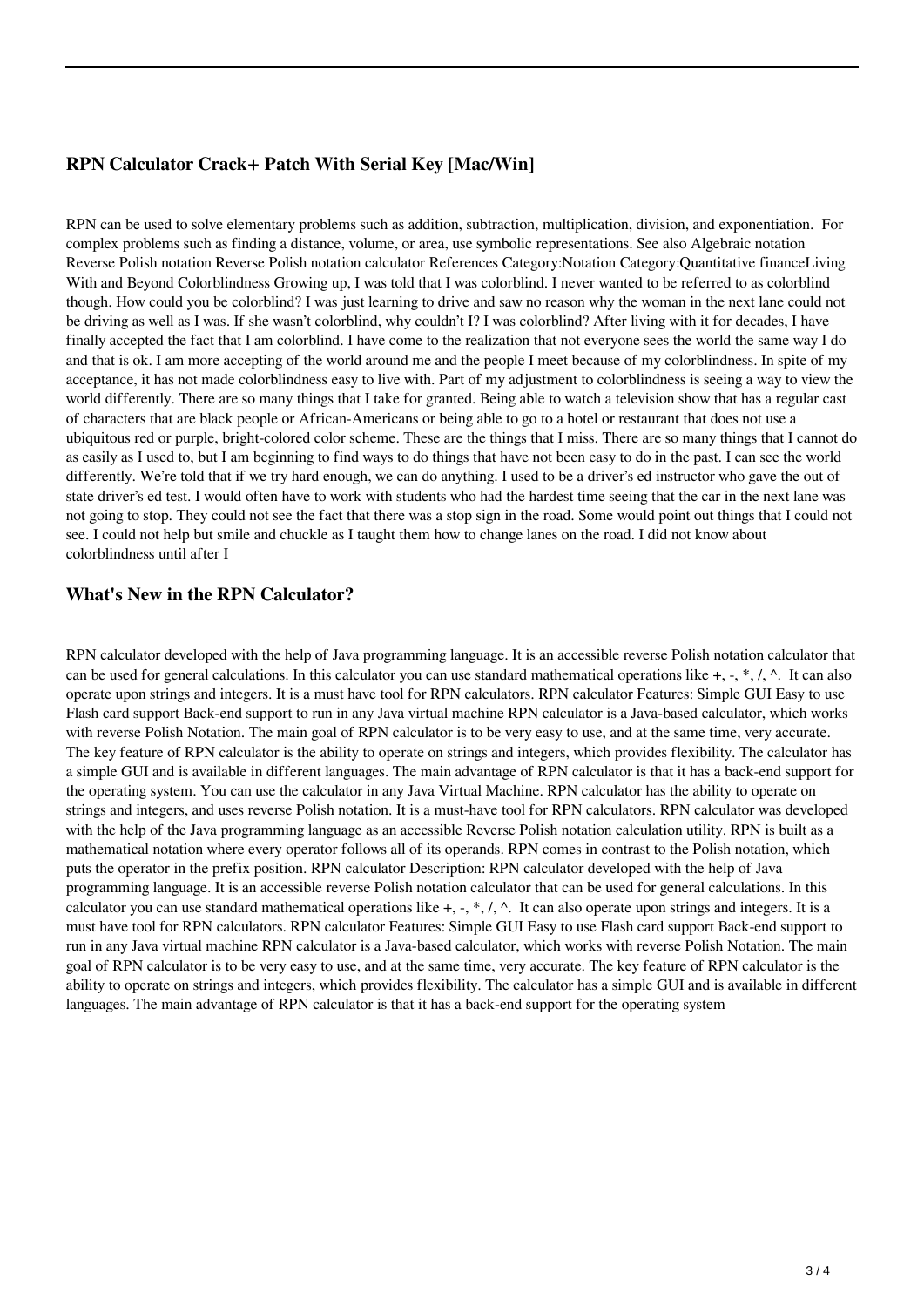## RPN Calculator Crack+ Patch With Serial Key [Mac/Win]

RPN can be used to solve elementary problems such as addition, subtraction, multiplication, division, and exponentiation. For complex problems such as finding a distance, volume, or area, use symbolic representations. See also Algebraic notation Reverse Polish notation Reverse Polish notation calculator References Category:Notation Category:Quantitative financeLiving With and Beyond Colorblindness Growing up, I was told that I was colorblind. I never wanted to be referred to as colorblind though. How could you be colorblind? I was just learning to drive and saw no reason why the woman in the next lane could not be driving as well as I was. If she wasn't colorblind, why couldn't I? I was colorblind? After living with it for decades, I have finally accepted the fact that I am colorblind. I have come to the realization that not everyone sees the world the same way I do and that is ok. I am more accepting of the world around me and the people I meet because of my colorblindness. In spite of my acceptance, it has not made colorblindness easy to live with. Part of my adjustment to colorblindness is seeing a way to view the world differently. There are so many things that I take for granted. Being able to watch a television show that has a regular cast of characters that are black people or African-Americans or being able to go to a hotel or restaurant that does not use a ubiquitous red or purple, bright-colored color scheme. These are the things that I miss. There are so many things that I cannot do as easily as I used to, but I am beginning to find ways to do things that have not been easy to do in the past. I can see the world differently. We're told that if we try hard enough, we can do anything. I used to be a driver's ed instructor who gave the out of state driver's ed test. I would often have to work with students who had the hardest time seeing that the car in the next lane was not going to stop. They could not see the fact that there was a stop sign in the road. Some would point out things that I could not see. I could not help but smile and chuckle as I taught them how to change lanes on the road. I did not know about colorblindness until after I

## What's New in the RPN Calculator?

RPN calculator developed with the help of Java programming language. It is an accessible reverse Polish notation calculator that can be used for general calculations. In this calculator you can use standard mathematical operations like +, -, *, /, ^. It can also operate upon strings and integers. It is a must have tool for RPN calculators. RPN calculator Features: Simple GUI Easy to use Flash card support Back-end support to run in any Java virtual machine RPN calculator is a Java-based calculator, which works with reverse Polish Notation. The main goal of RPN calculator is to be very easy to use, and at the same time, very accurate. The key feature of RPN calculator is the ability to operate on strings and integers, which provides flexibility. The calculator has a simple GUI and is available in different languages. The main advantage of RPN calculator is that it has a back-end support for the operating system. You can use the calculator in any Java Virtual Machine. RPN calculator has the ability to operate on strings and integers, and uses reverse Polish notation. It is a must-have tool for RPN calculators. RPN calculator was developed with the help of the Java programming language as an accessible Reverse Polish notation calculation utility. RPN is built as a mathematical notation where every operator follows all of its operands. RPN comes in contrast to the Polish notation, which puts the operator in the prefix position. RPN calculator Description: RPN calculator developed with the help of Java programming language. It is an accessible reverse Polish notation calculator that can be used for general calculations. In this calculator you can use standard mathematical operations like +, -, *, /, ^. It can also operate upon strings and integers. It is a must have tool for RPN calculators. RPN calculator Features: Simple GUI Easy to use Flash card support Back-end support to run in any Java virtual machine RPN calculator is a Java-based calculator, which works with reverse Polish Notation. The main goal of RPN calculator is to be very easy to use, and at the same time, very accurate. The key feature of RPN calculator is the ability to operate on strings and integers, which provides flexibility. The calculator has a simple GUI and is available in different languages. The main advantage of RPN calculator is that it has a back-end support for the operating system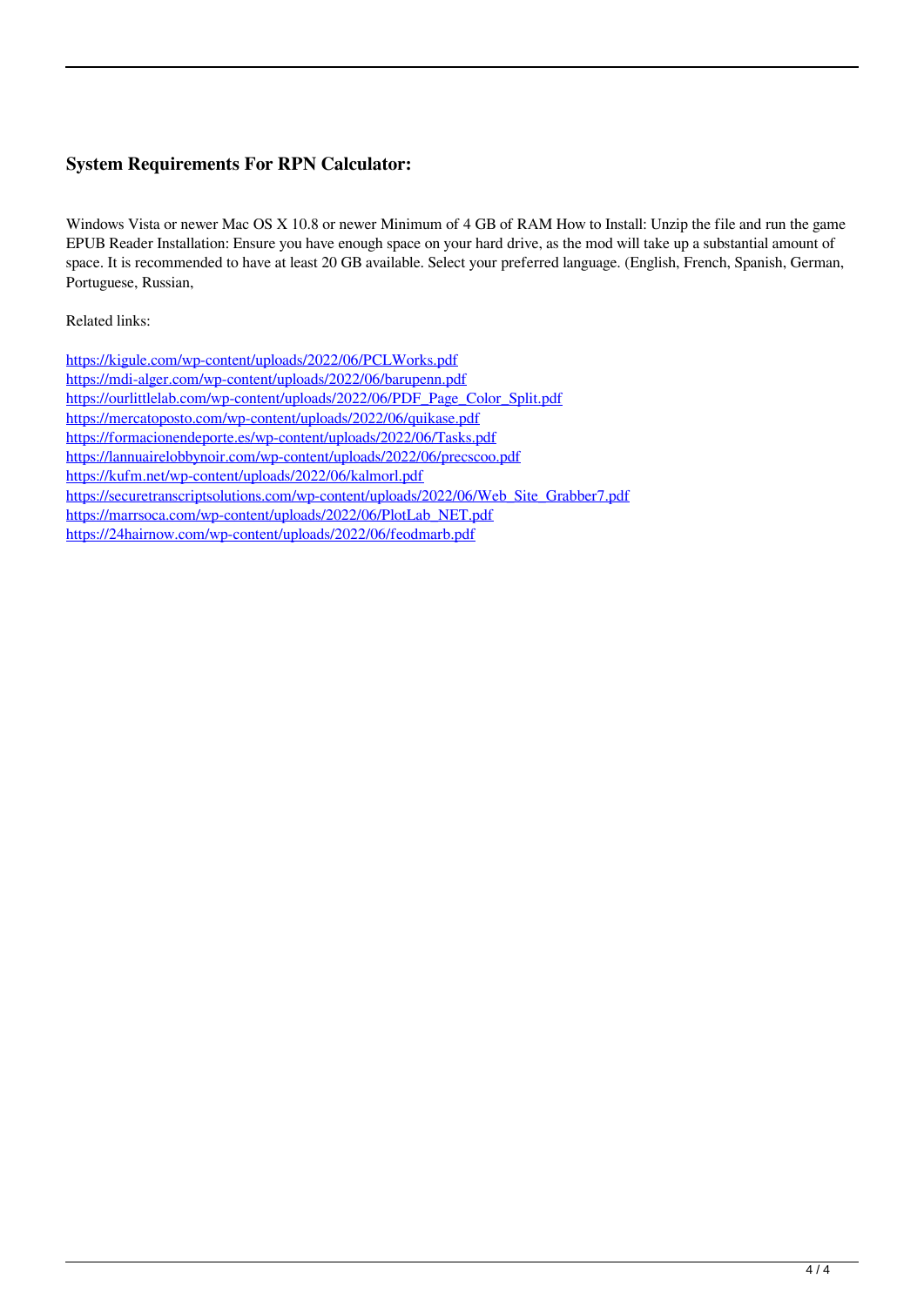### System Requirements For RPN Calculator:

Windows Vista or newer Mac OS X 10.8 or newer Minimum of 4 GB of RAM How to Install: Unzip the file and run the game EPUB Reader Installation: Ensure you have enough space on your hard drive, as the mod will take up a substantial amount of space. It is recommended to have at least 20 GB available. Select your preferred language. (English, French, Spanish, German, Portuguese, Russian,

Related links:

https://kigule.com/wp-content/uploads/2022/06/PCLWorks.pdf
https://mdi-alger.com/wp-content/uploads/2022/06/barupenn.pdf
https://ourlittlelab.com/wp-content/uploads/2022/06/PDF_Page_Color_Split.pdf
https://mercatoposto.com/wp-content/uploads/2022/06/quikase.pdf
https://formacionendeporte.es/wp-content/uploads/2022/06/Tasks.pdf
https://lannuairelobbynoir.com/wp-content/uploads/2022/06/precscoo.pdf
https://kufm.net/wp-content/uploads/2022/06/kalmorl.pdf
https://securetranscriptsolutions.com/wp-content/uploads/2022/06/Web_Site_Grabber7.pdf
https://marrsoca.com/wp-content/uploads/2022/06/PlotLab_NET.pdf
https://24hairnow.com/wp-content/uploads/2022/06/feodmarb.pdf